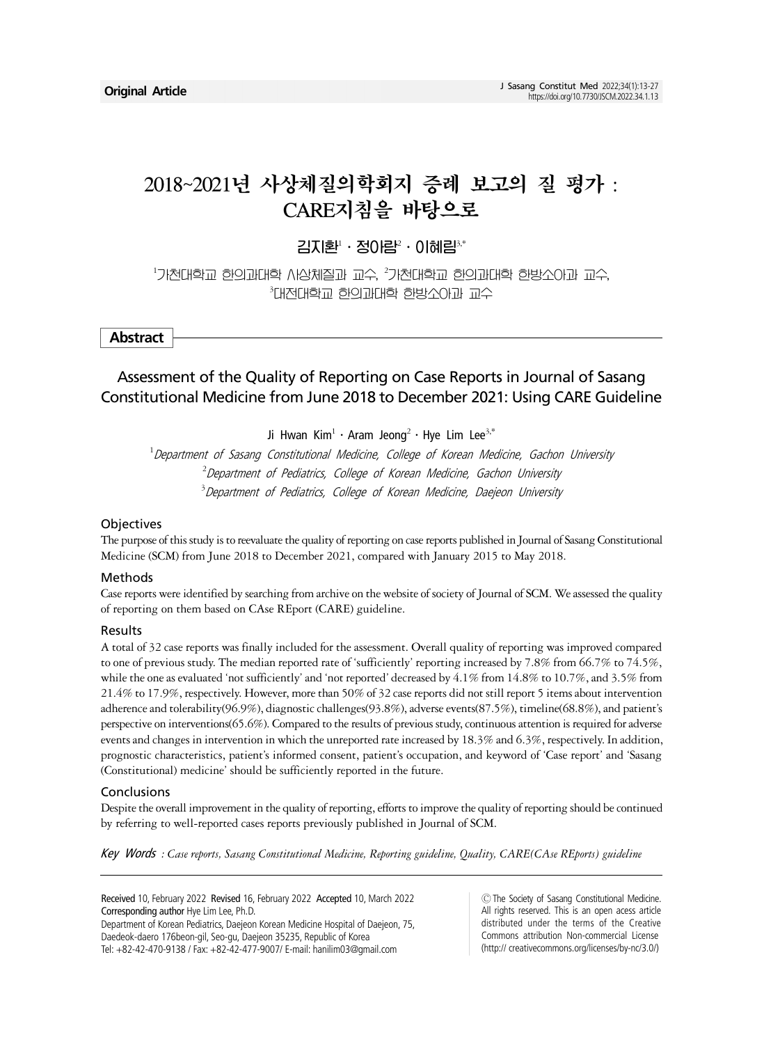Original Article

# 2018~2021년 사상체질의학회지 증례 보고의 질 평가 : CARE지침을 바탕으로

김지환[1] · 정아람[2] · 이혜림[3,*]

[1]가천대학교 한의과대학 사상체질과 교수, [2]가천대학교 한의과대학 한방소아과 교수, [3]대전대학교 한의과대학 한방소아과 교수

## Abstract

## Assessment of the Quality of Reporting on Case Reports in Journal of Sasang Constitutional Medicine from June 2018 to December 2021: Using CARE Guideline

Ji Hwan Kim[1] · Aram Jeong[2] · Hye Lim Lee[3,*]

[1]*Department of Sasang Constitutional Medicine, College of Korean Medicine, Gachon University*
[2]*Department of Pediatrics, College of Korean Medicine, Gachon University*
[3]*Department of Pediatrics, College of Korean Medicine, Daejeon University*

### Objectives

The purpose of this study is to reevaluate the quality of reporting on case reports published in Journal of Sasang Constitutional Medicine (SCM) from June 2018 to December 2021, compared with January 2015 to May 2018.

### Methods

Case reports were identified by searching from archive on the website of society of Journal of SCM. We assessed the quality of reporting on them based on CAse REport (CARE) guideline.

### Results

A total of 32 case reports was finally included for the assessment. Overall quality of reporting was improved compared to one of previous study. The median reported rate of 'sufficiently' reporting increased by 7.8% from 66.7% to 74.5%, while the one as evaluated 'not sufficiently' and 'not reported' decreased by 4.1% from 14.8% to 10.7%, and 3.5% from 21.4% to 17.9%, respectively. However, more than 50% of 32 case reports did not still report 5 items about intervention adherence and tolerability(96.9%), diagnostic challenges(93.8%), adverse events(87.5%), timeline(68.8%), and patient's perspective on interventions(65.6%). Compared to the results of previous study, continuous attention is required for adverse events and changes in intervention in which the unreported rate increased by 18.3% and 6.3%, respectively. In addition, prognostic characteristics, patient's informed consent, patient's occupation, and keyword of 'Case report' and 'Sasang (Constitutional) medicine' should be sufficiently reported in the future.

### Conclusions

Despite the overall improvement in the quality of reporting, efforts to improve the quality of reporting should be continued by referring to well-reported cases reports previously published in Journal of SCM.

***Key Words*** *: Case reports, Sasang Constitutional Medicine, Reporting guideline, Quality, CARE(CAse REports) guideline*

---

**Received** 10, February 2022 **Revised** 16, February 2022 **Accepted** 10, March 2022
**Corresponding author** Hye Lim Lee, Ph.D.
Department of Korean Pediatrics, Daejeon Korean Medicine Hospital of Daejeon, 75, Daedeok-daero 176beon-gil, Seo-gu, Daejeon 35235, Republic of Korea
Tel: +82-42-470-9138 / Fax: +82-42-477-9007/ E-mail: hanilim03@gmail.com

ⓒ The Society of Sasang Constitutional Medicine. All rights reserved. This is an open acess article distributed under the terms of the Creative Commons attribution Non-commercial License (http:// creativecommons.org/licenses/by-nc/3.0/)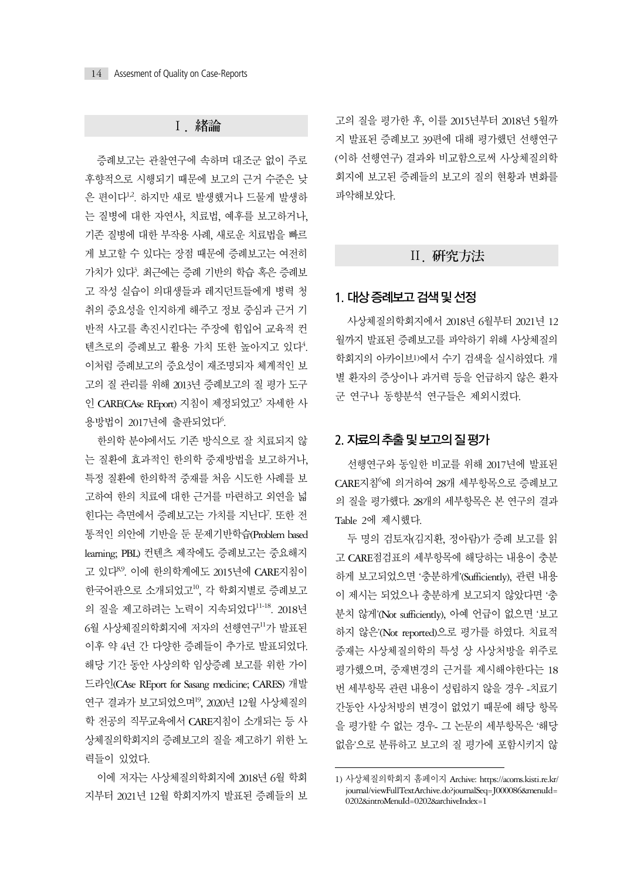## Ⅰ. 緖論

증례보고는 관찰연구에 속하며 대조군 없이 주로 후향적으로 시행되기 때문에 보고의 근거 수준은 낮은 편이다[1,2]. 하지만 새로 발생했거나 드물게 발생하는 질병에 대한 자연사, 치료법, 예후를 보고하거나, 기존 질병에 대한 부작용 사례, 새로운 치료법을 빠르게 보고할 수 있다는 장점 때문에 증례보고는 여전히 가치가 있다[3]. 최근에는 증례 기반의 학습 혹은 증례보고 작성 실습이 의대생들과 레지던트들에게 병력 청취의 중요성을 인지하게 해주고 정보 중심과 근거 기반적 사고를 촉진시킨다는 주장에 힘입어 교육적 컨텐츠로의 증례보고 활용 가치 또한 높아지고 있다[4]. 이처럼 증례보고의 중요성이 재조명되자 체계적인 보고의 질 관리를 위해 2013년 증례보고의 질 평가 도구인 CARE(CAse REport) 지침이 제정되었고[5] 자세한 사용방법이 2017년에 출판되었다[6].

한의학 분야에서도 기존 방식으로 잘 치료되지 않는 질환에 효과적인 한의학 중재방법을 보고하거나, 특정 질환에 한의학적 중재를 처음 시도한 사례를 보고하여 한의 치료에 대한 근거를 마련하고 외연을 넓힌다는 측면에서 증례보고는 가치를 지닌다[7]. 또한 전통적인 의안에 기반을 둔 문제기반학습(Problem based learning; PBL) 컨텐츠 제작에도 증례보고는 중요해지고 있다[8,9]. 이에 한의학계에도 2015년에 CARE지침이 한국어판으로 소개되었고[10], 각 학회지별로 증례보고의 질을 제고하려는 노력이 지속되었다[11-18]. 2018년 6월 사상체질의학회지에 저자의 선행연구[11]가 발표된 이후 약 4년 간 다양한 증례들이 추가로 발표되었다. 해당 기간 동안 사상의학 임상증례 보고를 위한 가이드라인(CAse REport for Sasang medicine; CARES) 개발 연구 결과가 보고되었으며[19], 2020년 12월 사상체질의학 전공의 직무교육에서 CARE지침이 소개되는 등 사상체질의학회지의 증례보고의 질을 제고하기 위한 노력들이 있었다.

이에 저자는 사상체질의학회지에 2018년 6월 학회지부터 2021년 12월 학회지까지 발표된 증례들의 보고의 질을 평가한 후, 이를 2015년부터 2018년 5월까지 발표된 증례보고 39편에 대해 평가했던 선행연구(이하 선행연구) 결과와 비교함으로써 사상체질의학회지에 보고된 증례들의 보고의 질의 현황과 변화를 파악해보았다.

## Ⅱ. 硏究方法

### 1. 대상 증례보고 검색 및 선정

사상체질의학회지에서 2018년 6월부터 2021년 12월까지 발표된 증례보고를 파악하기 위해 사상체질의학회지의 아카이브[1)]에서 수기 검색을 실시하였다. 개별 환자의 증상이나 과거력 등을 언급하지 않은 환자군 연구나 동향분석 연구들은 제외시켰다.

### 2. 자료의 추출 및 보고의 질 평가

선행연구와 동일한 비교를 위해 2017년에 발표된 CARE지침[6]에 의거하여 28개 세부항목으로 증례보고의 질을 평가했다. 28개의 세부항목은 본 연구의 결과 Table 2에 제시했다.

두 명의 검토자(김지환, 정아람)가 증례 보고를 읽고 CARE점검표의 세부항목에 해당하는 내용이 충분하게 보고되었으면 '충분하게'(Sufficiently), 관련 내용이 제시는 되었으나 충분하게 보고되지 않았다면 '충분치 않게'(Not sufficiently), 아예 언급이 없으면 '보고하지 않은'(Not reported)으로 평가를 하였다. 치료적 중재는 사상체질의학의 특성 상 사상처방을 위주로 평가했으며, 중재변경의 근거를 제시해야한다는 18번 세부항목 관련 내용이 성립하지 않을 경우 -치료기간동안 사상처방의 변경이 없었기 때문에 해당 항목을 평가할 수 없는 경우- 그 논문의 세부항목은 '해당없음'으로 분류하고 보고의 질 평가에 포함시키지 않

1) 사상체질의학회지 홈페이지 Archive: https://acoms.kisti.re.kr/journal/viewFullTextArchive.do?journalSeq=J000086&menuId=0202&introMenuId=0202&archiveIndex=1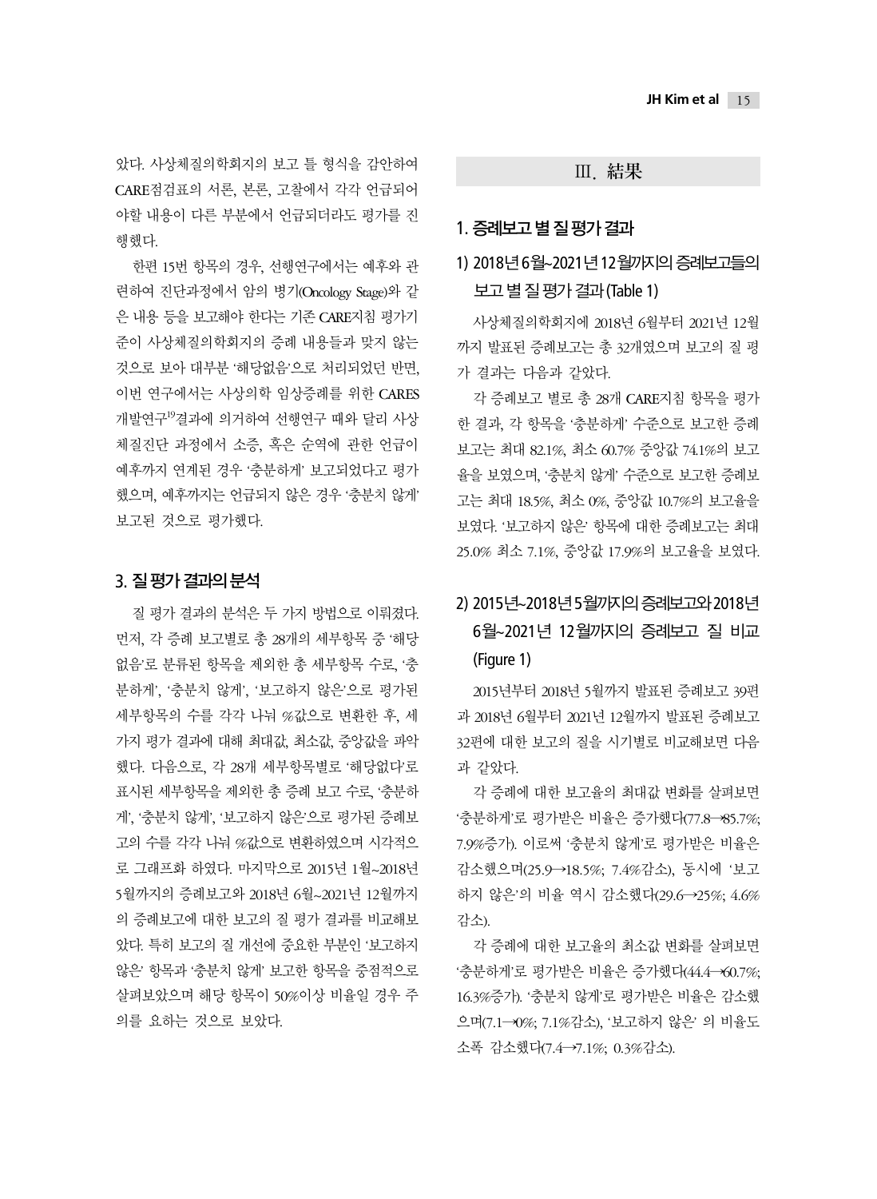았다. 사상체질의학회지의 보고 틀 형식을 감안하여 CARE점검표의 서론, 본론, 고찰에서 각각 언급되어야할 내용이 다른 부분에서 언급되더라도 평가를 진행했다.

한편 15번 항목의 경우, 선행연구에서는 예후와 관련하여 진단과정에서 암의 병기(Oncology Stage)와 같은 내용 등을 보고해야 한다는 기존 CARE지침 평가기준이 사상체질의학회지의 증례 내용들과 맞지 않는 것으로 보아 대부분 '해당없음'으로 처리되었던 반면, 이번 연구에서는 사상의학 임상증례를 위한 CARES 개발연구[19]결과에 의거하여 선행연구 때와 달리 사상체질진단 과정에서 소증, 혹은 순역에 관한 언급이 예후까지 연계된 경우 '충분하게' 보고되었다고 평가했으며, 예후까지는 언급되지 않은 경우 '충분치 않게' 보고된 것으로 평가했다.

### 3. 질 평가 결과의 분석

질 평가 결과의 분석은 두 가지 방법으로 이뤄졌다. 먼저, 각 증례 보고별로 총 28개의 세부항목 중 '해당없음'로 분류된 항목을 제외한 총 세부항목 수로, '충분하게', '충분치 않게', '보고하지 않은'으로 평가된 세부항목의 수를 각각 나눠 %값으로 변환한 후, 세 가지 평가 결과에 대해 최대값, 최소값, 중앙값을 파악했다. 다음으로, 각 28개 세부항목별로 '해당없다'로 표시된 세부항목을 제외한 총 증례 보고 수로, '충분하게', '충분치 않게', '보고하지 않은'으로 평가된 증례보고의 수를 각각 나눠 %값으로 변환하였으며 시각적으로 그래프화 하였다. 마지막으로 2015년 1월~2018년 5월까지의 증례보고와 2018년 6월~2021년 12월까지의 증례보고에 대한 보고의 질 평가 결과를 비교해보았다. 특히 보고의 질 개선에 중요한 부분인 '보고하지 않은' 항목과 '충분치 않게' 보고한 항목을 중점적으로 살펴보았으며 해당 항목이 50%이상 비율일 경우 주의를 요하는 것으로 보았다.

## Ⅲ. 結果

### 1. 증례보고 별 질 평가 결과

#### 1) 2018년 6월~2021년 12월까지의 증례보고들의 보고 별 질 평가 결과 (Table 1)

사상체질의학회지에 2018년 6월부터 2021년 12월까지 발표된 증례보고는 총 32개였으며 보고의 질 평가 결과는 다음과 같았다.

각 증례보고 별로 총 28개 CARE지침 항목을 평가한 결과, 각 항목을 '충분하게' 수준으로 보고한 증례보고는 최대 82.1%, 최소 60.7% 중앙값 74.1%의 보고율을 보였으며, '충분치 않게' 수준으로 보고한 증례보고는 최대 18.5%, 최소 0%, 중앙값 10.7%의 보고율을 보였다. '보고하지 않은' 항목에 대한 증례보고는 최대 25.0% 최소 7.1%, 중앙값 17.9%의 보고율을 보였다.

#### 2) 2015년~2018년 5월까지의 증례보고와 2018년 6월~2021년 12월까지의 증례보고 질 비교 (Figure 1)

2015년부터 2018년 5월까지 발표된 증례보고 39편과 2018년 6월부터 2021년 12월까지 발표된 증례보고 32편에 대한 보고의 질을 시기별로 비교해보면 다음과 같았다.

각 증례에 대한 보고율의 최대값 변화를 살펴보면 '충분하게'로 평가받은 비율은 증가했다(77.8→85.7%; 7.9%증가). 이로써 '충분치 않게'로 평가받은 비율은 감소했으며(25.9→18.5%; 7.4%감소), 동시에 '보고하지 않은'의 비율 역시 감소했다(29.6→25%; 4.6% 감소).

각 증례에 대한 보고율의 최소값 변화를 살펴보면 '충분하게'로 평가받은 비율은 증가했다(44.4→60.7%; 16.3%증가). '충분치 않게'로 평가받은 비율은 감소했으며(7.1→0%; 7.1%감소), '보고하지 않은' 의 비율도 소폭 감소했다(7.4→7.1%; 0.3%감소).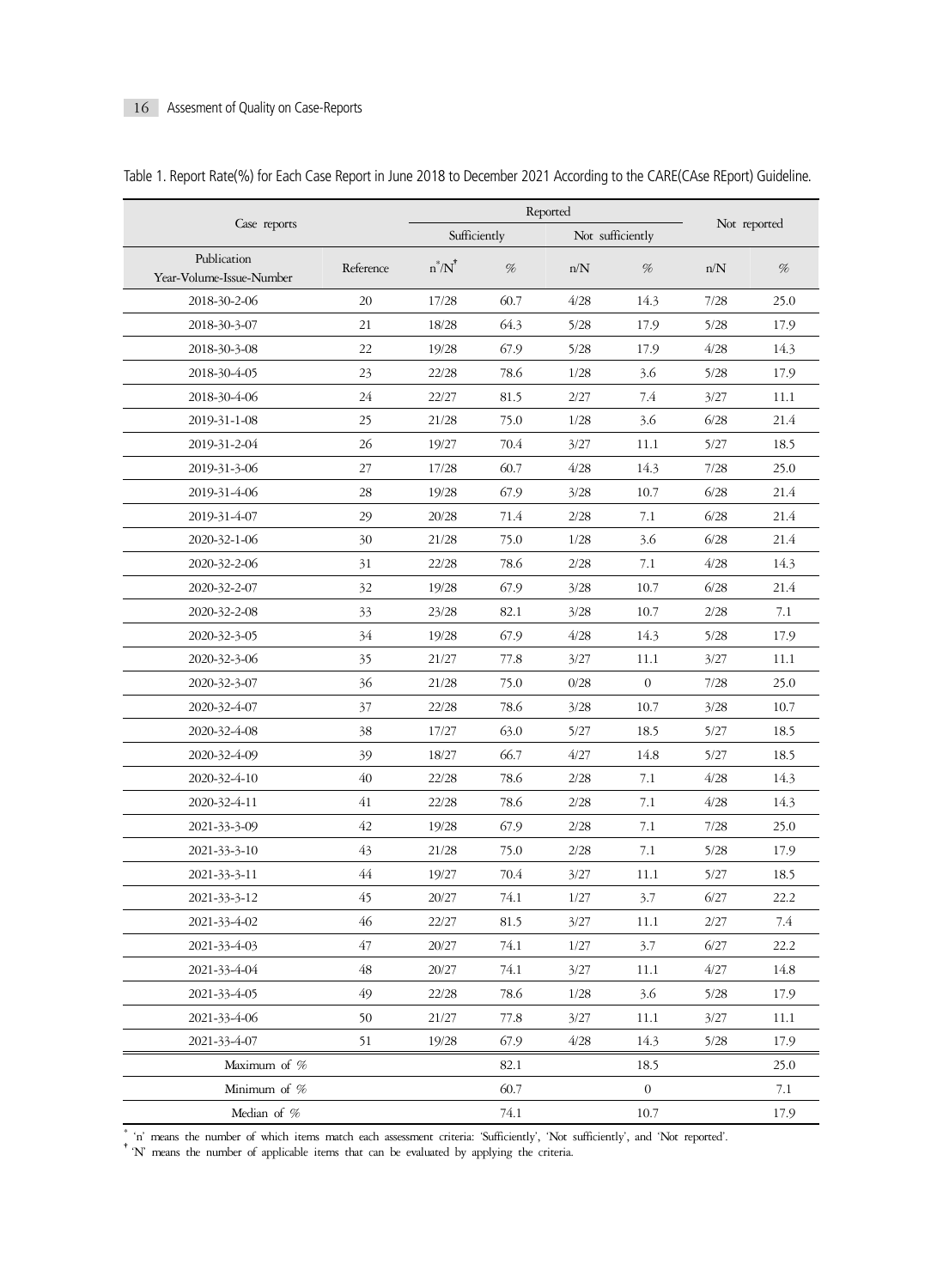Table 1. Report Rate(%) for Each Case Report in June 2018 to December 2021 According to the CARE(CAse REport) Guideline.

| Case reports | | Reported | | | | Not reported | |
|---|---|---|---|---|---|---|---|
| | | Sufficiently | | Not sufficiently | | | |
| Publication Year-Volume-Issue-Number | Reference | n*/N† | % | n/N | % | n/N | % |
| 2018-30-2-06 | 20 | 17/28 | 60.7 | 4/28 | 14.3 | 7/28 | 25.0 |
| 2018-30-3-07 | 21 | 18/28 | 64.3 | 5/28 | 17.9 | 5/28 | 17.9 |
| 2018-30-3-08 | 22 | 19/28 | 67.9 | 5/28 | 17.9 | 4/28 | 14.3 |
| 2018-30-4-05 | 23 | 22/28 | 78.6 | 1/28 | 3.6 | 5/28 | 17.9 |
| 2018-30-4-06 | 24 | 22/27 | 81.5 | 2/27 | 7.4 | 3/27 | 11.1 |
| 2019-31-1-08 | 25 | 21/28 | 75.0 | 1/28 | 3.6 | 6/28 | 21.4 |
| 2019-31-2-04 | 26 | 19/27 | 70.4 | 3/27 | 11.1 | 5/27 | 18.5 |
| 2019-31-3-06 | 27 | 17/28 | 60.7 | 4/28 | 14.3 | 7/28 | 25.0 |
| 2019-31-4-06 | 28 | 19/28 | 67.9 | 3/28 | 10.7 | 6/28 | 21.4 |
| 2019-31-4-07 | 29 | 20/28 | 71.4 | 2/28 | 7.1 | 6/28 | 21.4 |
| 2020-32-1-06 | 30 | 21/28 | 75.0 | 1/28 | 3.6 | 6/28 | 21.4 |
| 2020-32-2-06 | 31 | 22/28 | 78.6 | 2/28 | 7.1 | 4/28 | 14.3 |
| 2020-32-2-07 | 32 | 19/28 | 67.9 | 3/28 | 10.7 | 6/28 | 21.4 |
| 2020-32-2-08 | 33 | 23/28 | 82.1 | 3/28 | 10.7 | 2/28 | 7.1 |
| 2020-32-3-05 | 34 | 19/28 | 67.9 | 4/28 | 14.3 | 5/28 | 17.9 |
| 2020-32-3-06 | 35 | 21/27 | 77.8 | 3/27 | 11.1 | 3/27 | 11.1 |
| 2020-32-3-07 | 36 | 21/28 | 75.0 | 0/28 | 0 | 7/28 | 25.0 |
| 2020-32-4-07 | 37 | 22/28 | 78.6 | 3/28 | 10.7 | 3/28 | 10.7 |
| 2020-32-4-08 | 38 | 17/27 | 63.0 | 5/27 | 18.5 | 5/27 | 18.5 |
| 2020-32-4-09 | 39 | 18/27 | 66.7 | 4/27 | 14.8 | 5/27 | 18.5 |
| 2020-32-4-10 | 40 | 22/28 | 78.6 | 2/28 | 7.1 | 4/28 | 14.3 |
| 2020-32-4-11 | 41 | 22/28 | 78.6 | 2/28 | 7.1 | 4/28 | 14.3 |
| 2021-33-3-09 | 42 | 19/28 | 67.9 | 2/28 | 7.1 | 7/28 | 25.0 |
| 2021-33-3-10 | 43 | 21/28 | 75.0 | 2/28 | 7.1 | 5/28 | 17.9 |
| 2021-33-3-11 | 44 | 19/27 | 70.4 | 3/27 | 11.1 | 5/27 | 18.5 |
| 2021-33-3-12 | 45 | 20/27 | 74.1 | 1/27 | 3.7 | 6/27 | 22.2 |
| 2021-33-4-02 | 46 | 22/27 | 81.5 | 3/27 | 11.1 | 2/27 | 7.4 |
| 2021-33-4-03 | 47 | 20/27 | 74.1 | 1/27 | 3.7 | 6/27 | 22.2 |
| 2021-33-4-04 | 48 | 20/27 | 74.1 | 3/27 | 11.1 | 4/27 | 14.8 |
| 2021-33-4-05 | 49 | 22/28 | 78.6 | 1/28 | 3.6 | 5/28 | 17.9 |
| 2021-33-4-06 | 50 | 21/27 | 77.8 | 3/27 | 11.1 | 3/27 | 11.1 |
| 2021-33-4-07 | 51 | 19/28 | 67.9 | 4/28 | 14.3 | 5/28 | 17.9 |
| Maximum of % | | | 82.1 | | 18.5 | | 25.0 |
| Minimum of % | | | 60.7 | | 0 | | 7.1 |
| Median of % | | | 74.1 | | 10.7 | | 17.9 |

* 'n' means the number of which items match each assessment criteria: 'Sufficiently', 'Not sufficiently', and 'Not reported'.
† 'N' means the number of applicable items that can be evaluated by applying the criteria.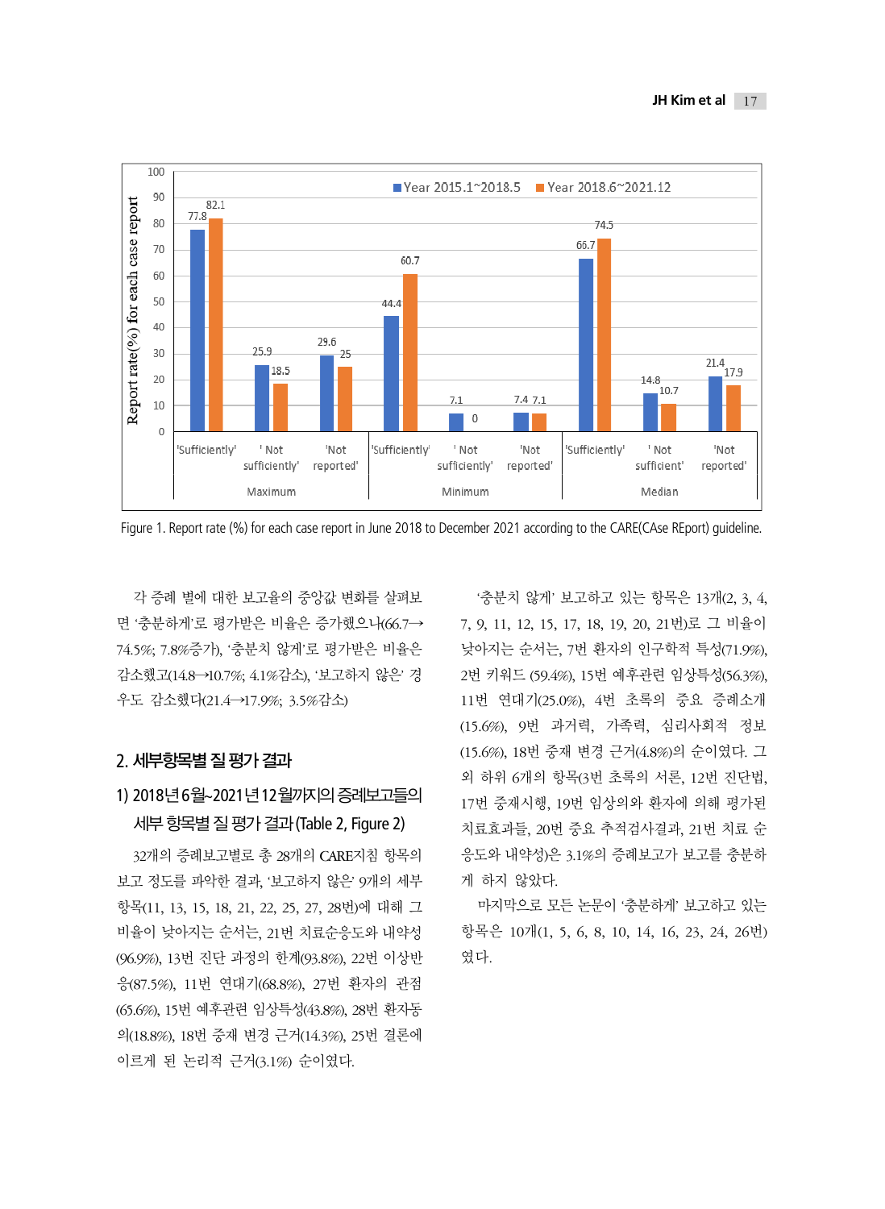Figure 1. Report rate (%) for each case report in June 2018 to December 2021 according to the CARE(CAse REport) guideline.

각 증례 별에 대한 보고율의 중앙값 변화를 살펴보면 '충분하게'로 평가받은 비율은 증가했으나(66.7→74.5%; 7.8%증가), '충분치 않게'로 평가받은 비율은 감소했고(14.8→10.7%; 4.1%감소), '보고하지 않은' 경우도 감소했다(21.4→17.9%; 3.5%감소)

## 2. 세부항목별 질 평가 결과

### 1) 2018년 6월~2021년 12월까지의 증례보고들의 세부 항목별 질 평가 결과 (Table 2, Figure 2)

32개의 증례보고별로 총 28개의 CARE지침 항목의 보고 정도를 파악한 결과, '보고하지 않은' 9개의 세부항목(11, 13, 15, 18, 21, 22, 25, 27, 28번)에 대해 그 비율이 낮아지는 순서는, 21번 치료순응도와 내약성(96.9%), 13번 진단 과정의 한계(93.8%), 22번 이상반응(87.5%), 11번 연대기(68.8%), 27번 환자의 관점(65.6%), 15번 예후관련 임상특성(43.8%), 28번 환자동의(18.8%), 18번 중재 변경 근거(14.3%), 25번 결론에 이르게 된 논리적 근거(3.1%) 순이였다.

'충분치 않게' 보고하고 있는 항목은 13개(2, 3, 4, 7, 9, 11, 12, 15, 17, 18, 19, 20, 21번)로 그 비율이 낮아지는 순서는, 7번 환자의 인구학적 특성(71.9%), 2번 키워드 (59.4%), 15번 예후관련 임상특성(56.3%), 11번 연대기(25.0%), 4번 초록의 중요 증례소개(15.6%), 9번 과거력, 가족력, 심리사회적 정보(15.6%), 18번 중재 변경 근거(4.8%)의 순이였다. 그 외 하위 6개의 항목(3번 초록의 서론, 12번 진단법, 17번 중재시행, 19번 임상의와 환자에 의해 평가된 치료효과들, 20번 중요 추적검사결과, 21번 치료 순응도와 내약성)은 3.1%의 증례보고가 보고를 충분하게 하지 않았다.

마지막으로 모든 논문이 '충분하게' 보고하고 있는 항목은 10개(1, 5, 6, 8, 10, 14, 16, 23, 24, 26번)였다.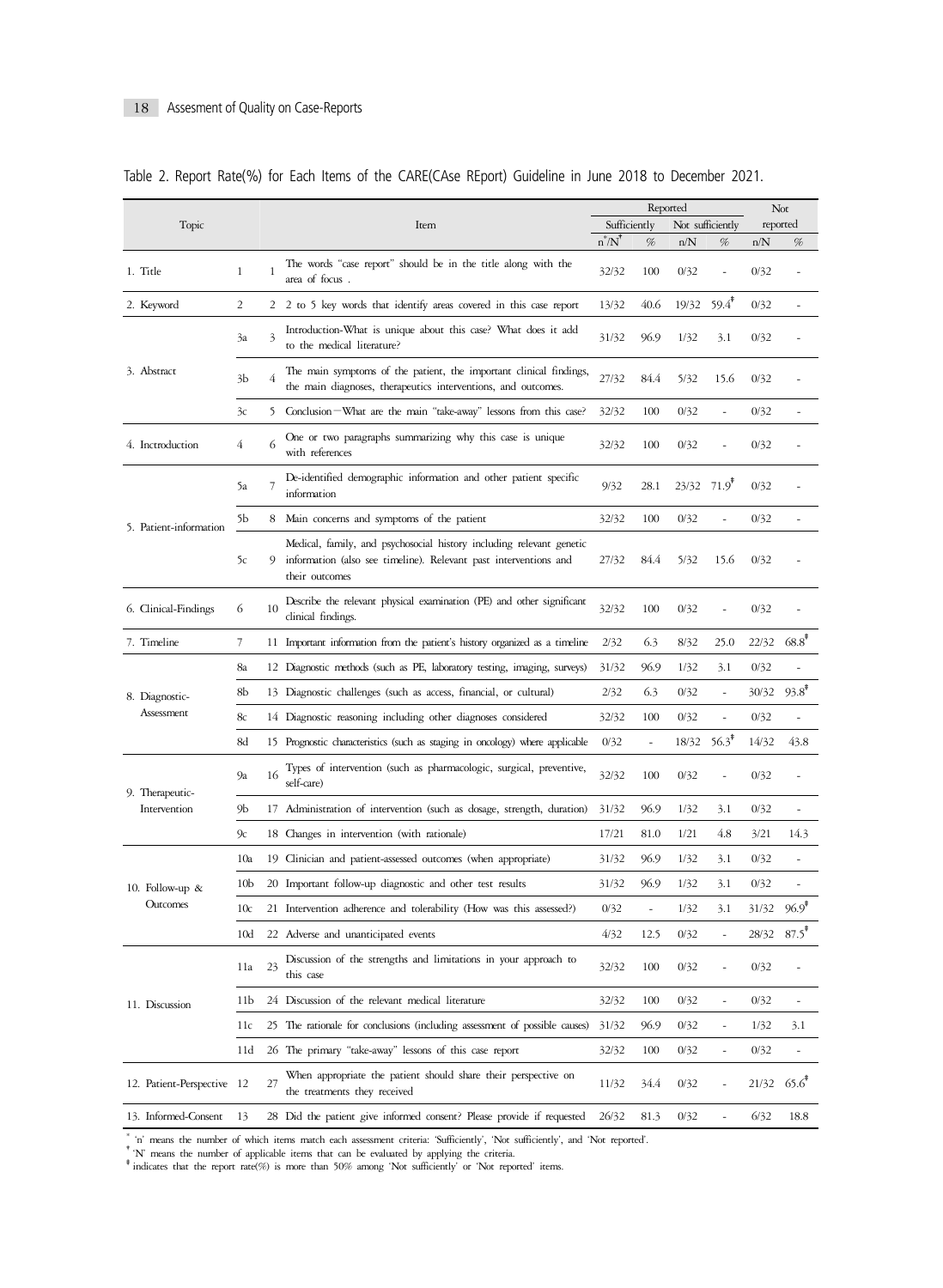Table 2. Report Rate(%) for Each Items of the CARE(CAse REport) Guideline in June 2018 to December 2021.

| Topic | | | Item | Reported | | | | Not reported | |
|---|---|---|---|---|---|---|---|---|---|
| | | | | Sufficiently | | Not sufficiently | | | |
| | | | | n*/N† | % | n/N | % | n/N | % |
| 1. Title | 1 | 1 | The words "case report" should be in the title along with the area of focus . | 32/32 | 100 | 0/32 | - | 0/32 | - |
| 2. Keyword | 2 | 2 | 2 to 5 key words that identify areas covered in this case report | 13/32 | 40.6 | 19/32 | 59.4‡ | 0/32 | - |
| 3. Abstract | 3a | 3 | Introduction-What is unique about this case? What does it add to the medical literature? | 31/32 | 96.9 | 1/32 | 3.1 | 0/32 | - |
| | 3b | 4 | The main symptoms of the patient, the important clinical findings, the main diagnoses, therapeutics interventions, and outcomes. | 27/32 | 84.4 | 5/32 | 15.6 | 0/32 | - |
| | 3c | 5 | Conclusion—What are the main "take-away" lessons from this case? | 32/32 | 100 | 0/32 | - | 0/32 | - |
| 4. Inctroduction | 4 | 6 | One or two paragraphs summarizing why this case is unique with references | 32/32 | 100 | 0/32 | - | 0/32 | - |
| 5. Patient-information | 5a | 7 | De-identified demographic information and other patient specific information | 9/32 | 28.1 | 23/32 | 71.9‡ | 0/32 | - |
| | 5b | 8 | Main concerns and symptoms of the patient | 32/32 | 100 | 0/32 | - | 0/32 | - |
| | 5c | 9 | Medical, family, and psychosocial history including relevant genetic information (also see timeline). Relevant past interventions and their outcomes | 27/32 | 84.4 | 5/32 | 15.6 | 0/32 | - |
| 6. Clinical-Findings | 6 | 10 | Describe the relevant physical examination (PE) and other significant clinical findings. | 32/32 | 100 | 0/32 | - | 0/32 | - |
| 7. Timeline | 7 | 11 | Important information from the patient's history organized as a timeline | 2/32 | 6.3 | 8/32 | 25.0 | 22/32 | 68.8‡ |
| 8. Diagnostic-Assessment | 8a | 12 | Diagnostic methods (such as PE, laboratory testing, imaging, surveys) | 31/32 | 96.9 | 1/32 | 3.1 | 0/32 | - |
| | 8b | 13 | Diagnostic challenges (such as access, financial, or cultural) | 2/32 | 6.3 | 0/32 | - | 30/32 | 93.8‡ |
| | 8c | 14 | Diagnostic reasoning including other diagnoses considered | 32/32 | 100 | 0/32 | - | 0/32 | - |
| | 8d | 15 | Prognostic characteristics (such as staging in oncology) where applicable | 0/32 | - | 18/32 | 56.3‡ | 14/32 | 43.8 |
| 9. Therapeutic-Intervention | 9a | 16 | Types of intervention (such as pharmacologic, surgical, preventive, self-care) | 32/32 | 100 | 0/32 | - | 0/32 | - |
| | 9b | 17 | Administration of intervention (such as dosage, strength, duration) | 31/32 | 96.9 | 1/32 | 3.1 | 0/32 | - |
| | 9c | 18 | Changes in intervention (with rationale) | 17/21 | 81.0 | 1/21 | 4.8 | 3/21 | 14.3 |
| 10. Follow-up & Outcomes | 10a | 19 | Clinician and patient-assessed outcomes (when appropriate) | 31/32 | 96.9 | 1/32 | 3.1 | 0/32 | - |
| | 10b | 20 | Important follow-up diagnostic and other test results | 31/32 | 96.9 | 1/32 | 3.1 | 0/32 | - |
| | 10c | 21 | Intervention adherence and tolerability (How was this assessed?) | 0/32 | - | 1/32 | 3.1 | 31/32 | 96.9‡ |
| | 10d | 22 | Adverse and unanticipated events | 4/32 | 12.5 | 0/32 | - | 28/32 | 87.5‡ |
| 11. Discussion | 11a | 23 | Discussion of the strengths and limitations in your approach to this case | 32/32 | 100 | 0/32 | - | 0/32 | - |
| | 11b | 24 | Discussion of the relevant medical literature | 32/32 | 100 | 0/32 | - | 0/32 | - |
| | 11c | 25 | The rationale for conclusions (including assessment of possible causes) | 31/32 | 96.9 | 0/32 | - | 1/32 | 3.1 |
| | 11d | 26 | The primary "take-away" lessons of this case report | 32/32 | 100 | 0/32 | - | 0/32 | - |
| 12. Patient-Perspective | 12 | 27 | When appropriate the patient should share their perspective on the treatments they received | 11/32 | 34.4 | 0/32 | - | 21/32 | 65.6‡ |
| 13. Informed-Consent | 13 | 28 | Did the patient give informed consent? Please provide if requested | 26/32 | 81.3 | 0/32 | - | 6/32 | 18.8 |

* 'n' means the number of which items match each assessment criteria: 'Sufficiently', 'Not sufficiently', and 'Not reported'.
† 'N' means the number of applicable items that can be evaluated by applying the criteria.
‡ indicates that the report rate(%) is more than 50% among 'Not sufficiently' or 'Not reported' items.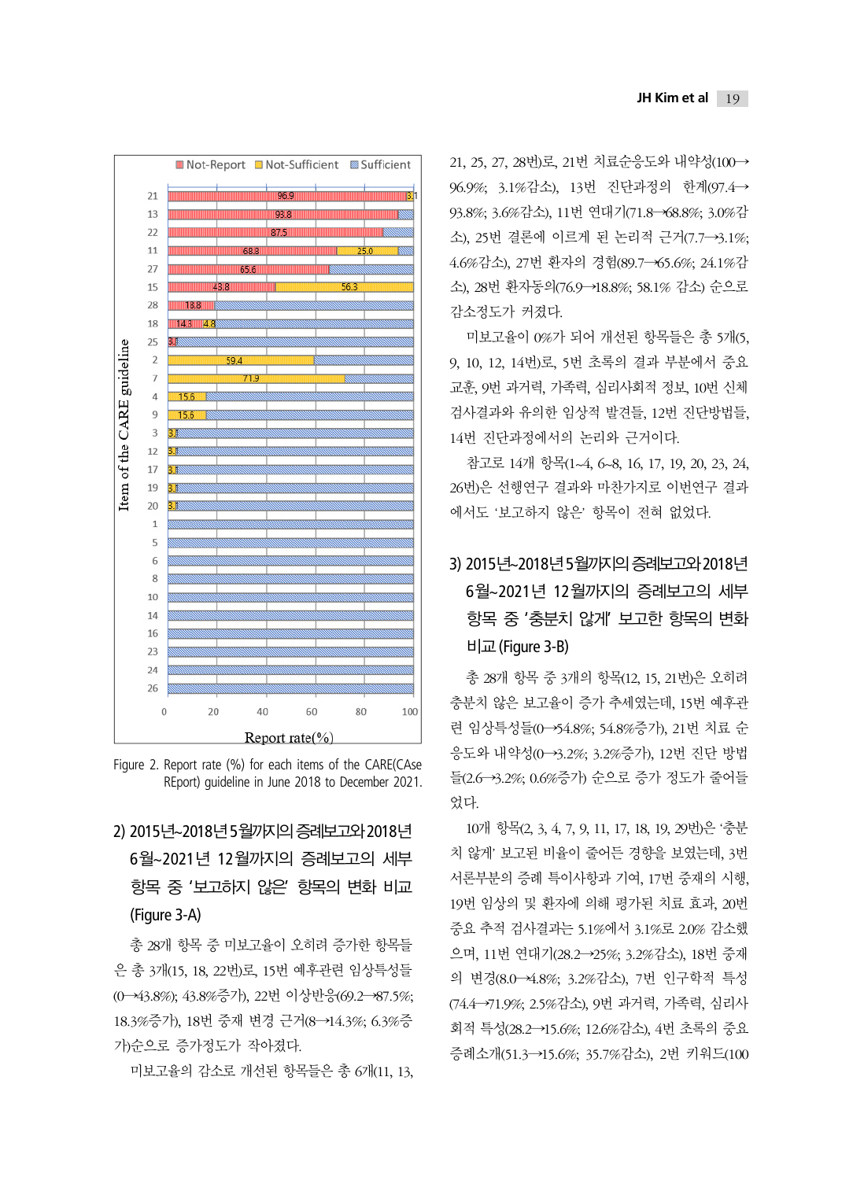Figure 2. Report rate (%) for each items of the CARE(CAse REport) guideline in June 2018 to December 2021.

### 2) 2015년~2018년 5월까지의 증례보고와 2018년 6월~2021년 12월까지의 증례보고의 세부 항목 중 '보고하지 않은' 항목의 변화 비교 (Figure 3-A)

총 28개 항목 중 미보고율이 오히려 증가한 항목들은 총 3개(15, 18, 22번)로, 15번 예후관련 임상특성들(0→43.8%; 43.8%증가), 22번 이상반응(69.2→87.5%; 18.3%증가), 18번 중재 변경 근거(8→14.3%; 6.3%증가)순으로 증가정도가 작아졌다.

미보고율의 감소로 개선된 항목들은 총 6개(11, 13, 21, 25, 27, 28번)로, 21번 치료순응도와 내약성(100→96.9%; 3.1%감소), 13번 진단과정의 한계(97.4→93.8%; 3.6%감소), 11번 연대기(71.8→68.8%; 3.0%감소), 25번 결론에 이르게 된 논리적 근거(7.7→3.1%; 4.6%감소), 27번 환자의 경험(89.7→65.6%; 24.1%감소), 28번 환자동의(76.9→18.8%; 58.1% 감소) 순으로 감소정도가 커졌다.

미보고율이 0%가 되어 개선된 항목들은 총 5개(5, 9, 10, 12, 14번)로, 5번 초록의 결과 부분에서 중요 교훈, 9번 과거력, 가족력, 심리사회적 정보, 10번 신체 검사결과와 유의한 임상적 발견들, 12번 진단방법들, 14번 진단과정에서의 논리와 근거이다.

참고로 14개 항목(1~4, 6~8, 16, 17, 19, 20, 23, 24, 26번)은 선행연구 결과와 마찬가지로 이번연구 결과에서도 '보고하지 않은' 항목이 전혀 없었다.

### 3) 2015년~2018년 5월까지의 증례보고와 2018년 6월~2021년 12월까지의 증례보고의 세부 항목 중 '충분치 않게' 보고한 항목의 변화 비교 (Figure 3-B)

총 28개 항목 중 3개의 항목(12, 15, 21번)은 오히려 충분치 않은 보고율이 증가 추세였는데, 15번 예후관련 임상특성들(0→54.8%; 54.8%증가), 21번 치료 순응도와 내약성(0→3.2%; 3.2%증가), 12번 진단 방법들(2.6→3.2%; 0.6%증가) 순으로 증가 정도가 줄어들었다.

10개 항목(2, 3, 4, 7, 9, 11, 17, 18, 19, 29번)은 '충분치 않게' 보고된 비율이 줄어든 경향을 보였는데, 3번 서론부분의 증례 특이사항과 기여, 17번 중재의 시행, 19번 임상의 및 환자에 의해 평가된 치료 효과, 20번 중요 추적 검사결과는 5.1%에서 3.1%로 2.0% 감소했으며, 11번 연대기(28.2→25%; 3.2%감소), 18번 중재의 변경(8.0→4.8%; 3.2%감소), 7번 인구학적 특성(74.4→71.9%; 2.5%감소), 9번 과거력, 가족력, 심리사회적 특성(28.2→15.6%; 12.6%감소), 4번 초록의 중요 증례소개(51.3→15.6%; 35.7%감소), 2번 키워드(100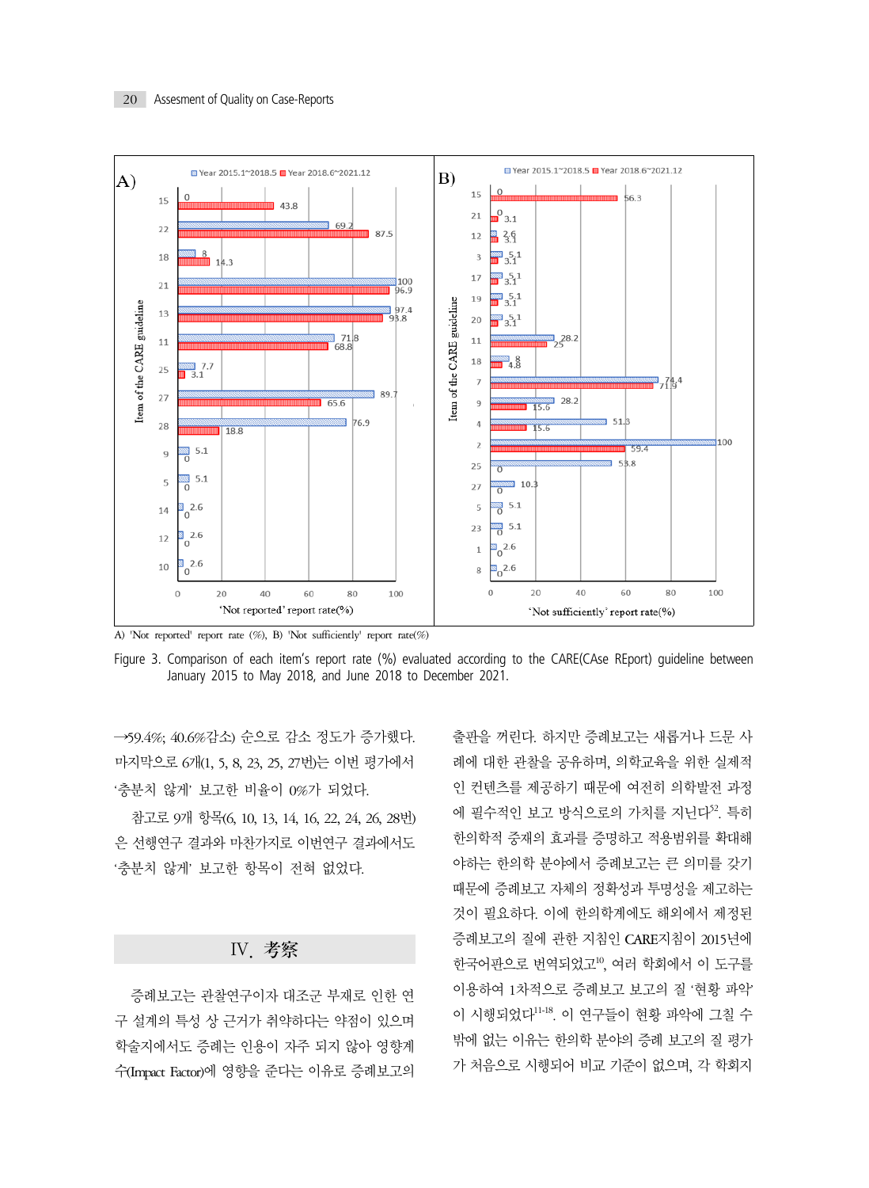A) 'Not reported' report rate (%), B) 'Not sufficiently' report rate(%)

Figure 3. Comparison of each item's report rate (%) evaluated according to the CARE(CAse REport) guideline between January 2015 to May 2018, and June 2018 to December 2021.

→59.4%; 40.6%감소) 순으로 감소 정도가 증가했다. 마지막으로 6개(1, 5, 8, 23, 25, 27번)는 이번 평가에서 '충분치 않게' 보고한 비율이 0%가 되었다.

참고로 9개 항목(6, 10, 13, 14, 16, 22, 24, 26, 28번)은 선행연구 결과와 마찬가지로 이번연구 결과에서도 '충분치 않게' 보고한 항목이 전혀 없었다.

## IV. 考察

증례보고는 관찰연구이자 대조군 부재로 인한 연구 설계의 특성 상 근거가 취약하다는 약점이 있으며 학술지에서도 증례는 인용이 자주 되지 않아 영향계수(Impact Factor)에 영향을 준다는 이유로 증례보고의 출판을 꺼린다. 하지만 증례보고는 새롭거나 드문 사례에 대한 관찰을 공유하며, 의학교육을 위한 실제적인 컨텐츠를 제공하기 때문에 여전히 의학발전 과정에 필수적인 보고 방식으로의 가치를 지닌다[52]. 특히 한의학적 중재의 효과를 증명하고 적용범위를 확대해야하는 한의학 분야에서 증례보고는 큰 의미를 갖기 때문에 증례보고 자체의 정확성과 투명성을 제고하는 것이 필요하다. 이에 한의학계에도 해외에서 제정된 증례보고의 질에 관한 지침인 CARE지침이 2015년에 한국어판으로 번역되었고[10], 여러 학회에서 이 도구를 이용하여 1차적으로 증례보고 보고의 질 '현황 파악'이 시행되었다[11-18]. 이 연구들이 현황 파악에 그칠 수 밖에 없는 이유는 한의학 분야의 증례 보고의 질 평가가 처음으로 시행되어 비교 기준이 없으며, 각 학회지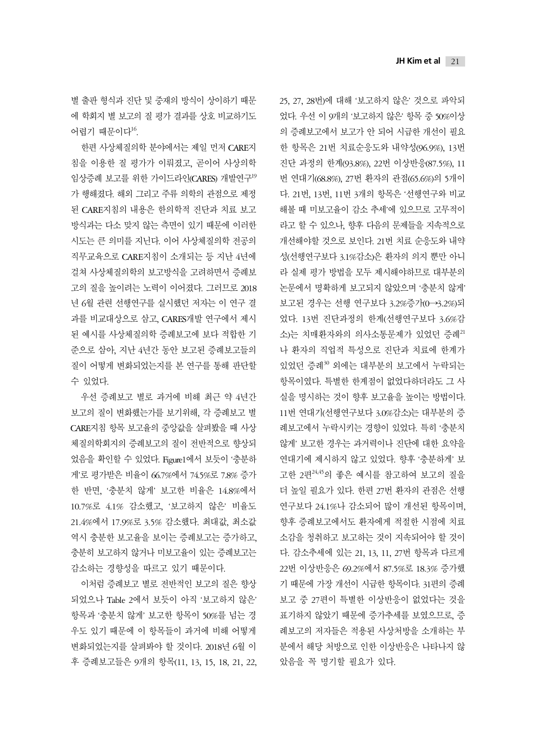별 출판 형식과 진단 및 중재의 방식이 상이하기 때문에 학회지 별 보고의 질 평가 결과를 상호 비교하기도 어렵기 때문이다[16].

한편 사상체질의학 분야에서는 제일 먼저 CARE지침을 이용한 질 평가가 이뤄졌고, 곧이어 사상의학 임상증례 보고를 위한 가이드라인(CARES) 개발연구[19]가 행해졌다. 해외 그리고 주류 의학의 관점으로 제정된 CARE지침의 내용은 한의학적 진단과 치료 보고 방식과는 다소 맞지 않는 측면이 있기 때문에 이러한 시도는 큰 의미를 지닌다. 이어 사상체질의학 전공의 직무교육으로 CARE지침이 소개되는 등 지난 4년에 걸쳐 사상체질의학의 보고방식을 고려하면서 증례보고의 질을 높이려는 노력이 이어졌다. 그러므로 2018년 6월 관련 선행연구를 실시했던 저자는 이 연구 결과를 비교대상으로 삼고, CARES개발 연구에서 제시된 예시를 사상체질의학 증례보고에 보다 적합한 기준으로 삼아, 지난 4년간 동안 보고된 증례보고들의 질이 어떻게 변화되었는지를 본 연구를 통해 판단할 수 있었다.

우선 증례보고 별로 과거에 비해 최근 약 4년간 보고의 질이 변화했는가를 보기위해, 각 증례보고 별 CARE지침 항목 보고율의 중앙값을 살펴봤을 때 사상체질의학회지의 증례보고의 질이 전반적으로 향상되었음을 확인할 수 있었다. Figure1에서 보듯이 '충분하게'로 평가받은 비율이 66.7%에서 74.5%로 7.8% 증가한 반면, '충분치 않게' 보고한 비율은 14.8%에서 10.7%로 4.1% 감소했고, '보고하지 않은' 비율도 21.4%에서 17.9%로 3.5% 감소했다. 최대값, 최소값 역시 충분한 보고율을 보이는 증례보고는 증가하고, 충분히 보고하지 않거나 미보고율이 있는 증례보고는 감소하는 경향성을 따르고 있기 때문이다.

이처럼 증례보고 별로 전반적인 보고의 질은 향상되었으나 Table 2에서 보듯이 아직 '보고하지 않은' 항목과 '충분치 않게' 보고한 항목이 50%를 넘는 경우도 있기 때문에 이 항목들이 과거에 비해 어떻게 변화되었는지를 살펴봐야 할 것이다. 2018년 6월 이후 증례보고들은 9개의 항목(11, 13, 15, 18, 21, 22, 25, 27, 28번)에 대해 '보고하지 않은' 것으로 파악되었다. 우선 이 9개의 '보고하지 않은' 항목 중 50%이상의 증례보고에서 보고가 안 되어 시급한 개선이 필요한 항목은 21번 치료순응도와 내약성(96.9%), 13번 진단 과정의 한계(93.8%), 22번 이상반응(87.5%), 11번 연대기(68.8%), 27번 환자의 관점(65.6%)의 5개이다. 21번, 13번, 11번 3개의 항목은 '선행연구와 비교해볼 때 미보고율이 감소 추세'에 있으므로 고무적이라고 할 수 있으나, 향후 다음의 문제들을 지속적으로 개선해야할 것으로 보인다. 21번 치료 순응도와 내약성(선행연구보다 3.1%감소)은 환자의 의지 뿐만 아니라 실제 평가 방법을 모두 제시해야하므로 대부분의 논문에서 명확하게 보고되지 않았으며 '충분치 않게' 보고된 경우는 선행 연구보다 3.2%증가(0→3.2%)되었다. 13번 진단과정의 한계(선행연구보다 3.6%감소)는 치매환자와의 의사소통문제가 있었던 증례[21]나 환자의 직업적 특성으로 진단과 치료에 한계가 있었던 증례[30] 외에는 대부분의 보고에서 누락되는 항목이였다. 특별한 한계점이 없었다하더라도 그 사실을 명시하는 것이 향후 보고율을 높이는 방법이다. 11번 연대기(선행연구보다 3.0%감소)는 대부분의 증례보고에서 누락시키는 경향이 있었다. 특히 '충분치 않게' 보고한 경우는 과거력이나 진단에 대한 요약을 연대기에 제시하지 않고 있었다. 향후 '충분하게' 보고한 2편[24,45]의 좋은 예시를 참고하여 보고의 질을 더 높일 필요가 있다. 한편 27번 환자의 관점은 선행연구보다 24.1%나 감소되어 많이 개선된 항목이며, 향후 증례보고에서도 환자에게 적절한 시점에 치료 소감을 청취하고 보고하는 것이 지속되어야 할 것이다. 감소추세에 있는 21, 13, 11, 27번 항목과 다르게 22번 이상반응은 69.2%에서 87.5%로 18.3% 증가했기 때문에 가장 개선이 시급한 항목이다. 31편의 증례보고 중 27편이 특별한 이상반응이 없었다는 것을 표기하지 않았기 때문에 증가추세를 보였으므로, 증례보고의 저자들은 적용된 사상처방을 소개하는 부분에서 해당 처방으로 인한 이상반응은 나타나지 않았음을 꼭 명기할 필요가 있다.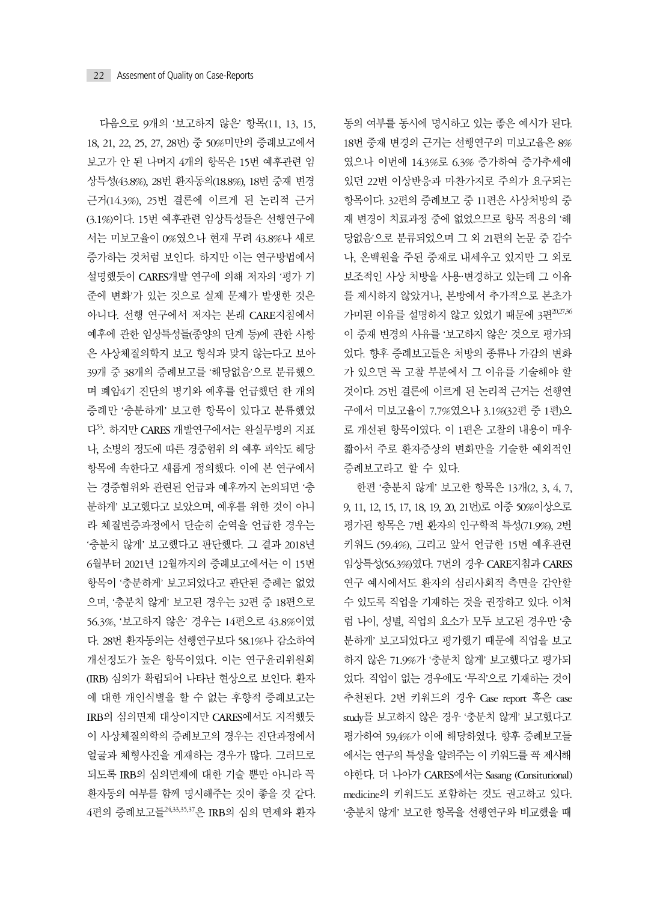다음으로 9개의 '보고하지 않은' 항목(11, 13, 15, 18, 21, 22, 25, 27, 28번) 중 50%미만의 증례보고에서 보고가 안 된 나머지 4개의 항목은 15번 예후관련 임상특성(43.8%), 28번 환자동의(18.8%), 18번 중재 변경 근거(14.3%), 25번 결론에 이르게 된 논리적 근거(3.1%)이다. 15번 예후관련 임상특성들은 선행연구에서는 미보고율이 0%였으나 현재 무려 43.8%나 새로 증가하는 것처럼 보인다. 하지만 이는 연구방법에서 설명했듯이 CARES개발 연구에 의해 저자의 '평가 기준에 변화'가 있는 것으로 실제 문제가 발생한 것은 아니다. 선행 연구에서 저자는 본래 CARE지침에서 예후에 관한 임상특성들(종양의 단계 등)에 관한 사항은 사상체질의학지 보고 형식과 맞지 않는다고 보아 39개 중 38개의 증례보고를 '해당없음'으로 분류했으며 폐암4기 진단의 병기와 예후를 언급했던 한 개의 증례만 '충분하게' 보고한 항목이 있다고 분류했었다[53]. 하지만 CARES 개발연구에서는 완실무병의 지표나, 소병의 정도에 따른 경중험위 의 예후 파악도 해당 항목에 속한다고 새롭게 정의했다. 이에 본 연구에서는 경중험위와 관련된 언급과 예후까지 논의되면 '충분하게' 보고했다고 보았으며, 예후를 위한 것이 아니라 체질변증과정에서 단순히 순역을 언급한 경우는 '충분치 않게' 보고했다고 판단했다. 그 결과 2018년 6월부터 2021년 12월까지의 증례보고에서는 이 15번 항목이 '충분하게' 보고되었다고 판단된 증례는 없었으며, '충분치 않게' 보고된 경우는 32편 중 18편으로 56.3%, '보고하지 않은' 경우는 14편으로 43.8%이였다. 28번 환자동의는 선행연구보다 58.1%나 감소하여 개선정도가 높은 항목이였다. 이는 연구윤리위원회(IRB) 심의가 확립되어 나타난 현상으로 보인다. 환자에 대한 개인식별을 할 수 없는 후향적 증례보고는 IRB의 심의면제 대상이지만 CARES에서도 지적했듯이 사상체질의학의 증례보고의 경우는 진단과정에서 얼굴과 체형사진을 게재하는 경우가 많다. 그러므로 되도록 IRB의 심의면제에 대한 기술 뿐만 아니라 꼭 환자동의 여부를 함께 명시해주는 것이 좋을 것 같다. 4편의 증례보고들[24,33,35,37]은 IRB의 심의 면제와 환자동의 여부를 동시에 명시하고 있는 좋은 예시가 된다. 18번 중재 변경의 근거는 선행연구의 미보고율은 8%였으나 이번에 14.3%로 6.3% 증가하여 증가추세에 있던 22번 이상반응과 마찬가지로 주의가 요구되는 항목이다. 32편의 증례보고 중 11편은 사상처방의 중재 변경이 치료과정 중에 없었으므로 항목 적용의 '해당없음'으로 분류되었으며 그 외 21편의 논문 중 감수나, 온백원을 주된 중재로 내세우고 있지만 그 외로 보조적인 사상 처방을 사용·변경하고 있는데 그 이유를 제시하지 않았거나, 본방에서 추가적으로 본초가 가미된 이유를 설명하지 않고 있었기 때문에 3편[20,27,36]이 중재 변경의 사유를 '보고하지 않은' 것으로 평가되었다. 향후 증례보고들은 처방의 종류나 가감의 변화가 있으면 꼭 고찰 부분에서 그 이유를 기술해야 할 것이다. 25번 결론에 이르게 된 논리적 근거는 선행연구에서 미보고율이 7.7%였으나 3.1%(32편 중 1편)으로 개선된 항목이였다. 이 1편은 고찰의 내용이 매우 짧아서 주로 환자증상의 변화만을 기술한 예외적인 증례보고라고 할 수 있다.

한편 '충분치 않게' 보고한 항목은 13개(2, 3, 4, 7, 9, 11, 12, 15, 17, 18, 19, 20, 21번)로 이중 50%이상으로 평가된 항목은 7번 환자의 인구학적 특성(71.9%), 2번 키워드 (59.4%), 그리고 앞서 언급한 15번 예후관련 임상특성(56.3%)였다. 7번의 경우 CARE지침과 CARES 연구 예시에서도 환자의 심리사회적 측면을 감안할 수 있도록 직업을 기재하는 것을 권장하고 있다. 이처럼 나이, 성별, 직업의 요소가 모두 보고된 경우만 '충분하게' 보고되었다고 평가했기 때문에 직업을 보고하지 않은 71.9%가 '충분치 않게' 보고했다고 평가되었다. 직업이 없는 경우에도 '무직'으로 기재하는 것이 추천된다. 2번 키워드의 경우 Case report 혹은 case study를 보고하지 않은 경우 '충분치 않게' 보고했다고 평가하여 59.4%가 이에 해당하였다. 향후 증례보고들에서는 연구의 특성을 알려주는 이 키워드를 꼭 제시해야한다. 더 나아가 CARES에서는 Sasang (Consitutional) medicine의 키워드도 포함하는 것도 권고하고 있다. '충분치 않게' 보고한 항목을 선행연구와 비교했을 때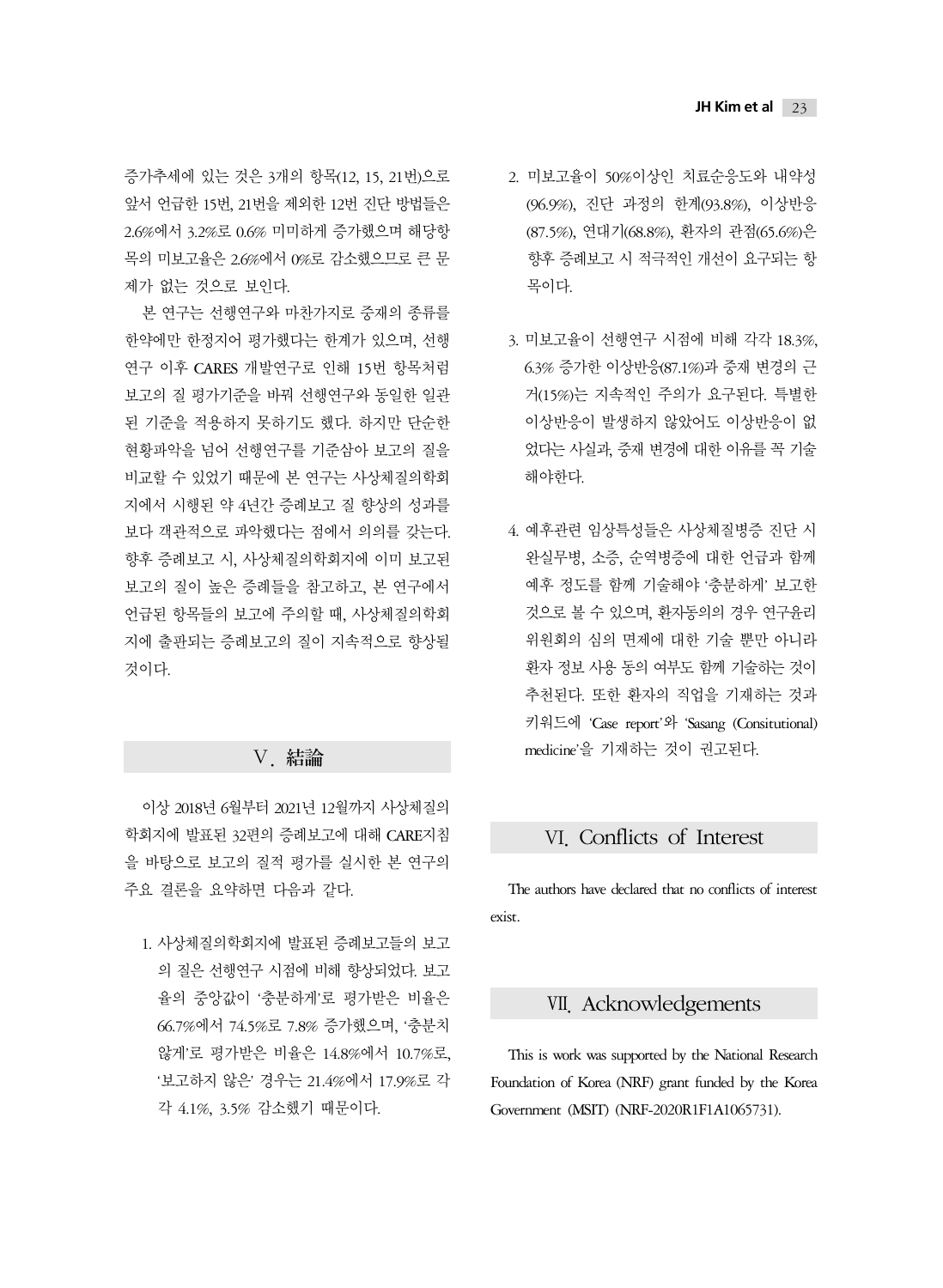증가추세에 있는 것은 3개의 항목(12, 15, 21번)으로 앞서 언급한 15번, 21번을 제외한 12번 진단 방법들은 2.6%에서 3.2%로 0.6% 미미하게 증가했으며 해당항목의 미보고율은 2.6%에서 0%로 감소했으므로 큰 문제가 없는 것으로 보인다.

본 연구는 선행연구와 마찬가지로 중재의 종류를 한약에만 한정지어 평가했다는 한계가 있으며, 선행연구 이후 CARES 개발연구로 인해 15번 항목처럼 보고의 질 평가기준을 바꿔 선행연구와 동일한 일관된 기준을 적용하지 못하기도 했다. 하지만 단순한 현황파악을 넘어 선행연구를 기준삼아 보고의 질을 비교할 수 있었기 때문에 본 연구는 사상체질의학회지에서 시행된 약 4년간 증례보고 질 향상의 성과를 보다 객관적으로 파악했다는 점에서 의의를 갖는다. 향후 증례보고 시, 사상체질의학회지에 이미 보고된 보고의 질이 높은 증례들을 참고하고, 본 연구에서 언급된 항목들의 보고에 주의할 때, 사상체질의학회지에 출판되는 증례보고의 질이 지속적으로 향상될 것이다.

## Ⅴ. 結論

이상 2018년 6월부터 2021년 12월까지 사상체질의학회지에 발표된 32편의 증례보고에 대해 CARE지침을 바탕으로 보고의 질적 평가를 실시한 본 연구의 주요 결론을 요약하면 다음과 같다.

1. 사상체질의학회지에 발표된 증례보고들의 보고의 질은 선행연구 시점에 비해 향상되었다. 보고율의 중앙값이 '충분하게'로 평가받은 비율은 66.7%에서 74.5%로 7.8% 증가했으며, '충분치 않게'로 평가받은 비율은 14.8%에서 10.7%로, '보고하지 않은' 경우는 21.4%에서 17.9%로 각각 4.1%, 3.5% 감소했기 때문이다.

2. 미보고율이 50%이상인 치료순응도와 내약성(96.9%), 진단 과정의 한계(93.8%), 이상반응(87.5%), 연대기(68.8%), 환자의 관점(65.6%)은 향후 증례보고 시 적극적인 개선이 요구되는 항목이다.

3. 미보고율이 선행연구 시점에 비해 각각 18.3%, 6.3% 증가한 이상반응(87.1%)과 중재 변경의 근거(15%)는 지속적인 주의가 요구된다. 특별한 이상반응이 발생하지 않았어도 이상반응이 없었다는 사실과, 중재 변경에 대한 이유를 꼭 기술해야한다.

4. 예후관련 임상특성들은 사상체질병증 진단 시 완실무병, 소증, 순역병증에 대한 언급과 함께 예후 정도를 함께 기술해야 '충분하게' 보고한 것으로 볼 수 있으며, 환자동의의 경우 연구윤리위원회의 심의 면제에 대한 기술 뿐만 아니라 환자 정보 사용 동의 여부도 함께 기술하는 것이 추천된다. 또한 환자의 직업을 기재하는 것과 키워드에 'Case report'와 'Sasang (Consitutional) medicine'을 기재하는 것이 권고된다.

## Ⅵ. Conflicts of Interest

The authors have declared that no conflicts of interest exist.

## Ⅶ. Acknowledgements

This is work was supported by the National Research Foundation of Korea (NRF) grant funded by the Korea Government (MSIT) (NRF-2020R1F1A1065731).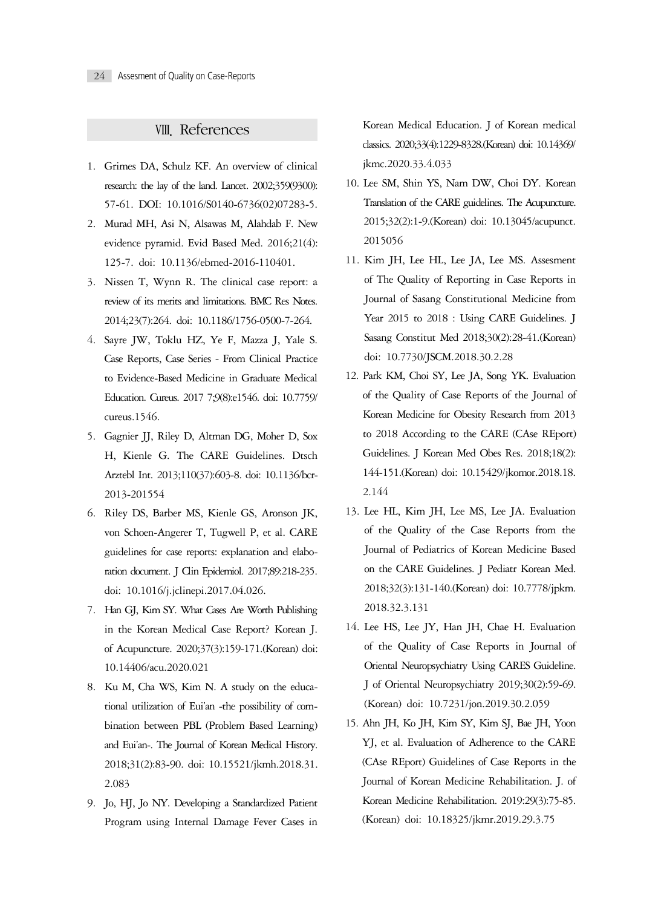## Ⅷ. References

1. Grimes DA, Schulz KF. An overview of clinical research: the lay of the land. Lancet. 2002;359(9300): 57-61. DOI: 10.1016/S0140-6736(02)07283-5.
2. Murad MH, Asi N, Alsawas M, Alahdab F. New evidence pyramid. Evid Based Med. 2016;21(4): 125-7. doi: 10.1136/ebmed-2016-110401.
3. Nissen T, Wynn R. The clinical case report: a review of its merits and limitations. BMC Res Notes. 2014;23(7):264. doi: 10.1186/1756-0500-7-264.
4. Sayre JW, Toklu HZ, Ye F, Mazza J, Yale S. Case Reports, Case Series - From Clinical Practice to Evidence-Based Medicine in Graduate Medical Education. Cureus. 2017 7;9(8):e1546. doi: 10.7759/cureus.1546.
5. Gagnier JJ, Riley D, Altman DG, Moher D, Sox H, Kienle G. The CARE Guidelines. Dtsch Arztebl Int. 2013;110(37):603-8. doi: 10.1136/bcr-2013-201554
6. Riley DS, Barber MS, Kienle GS, Aronson JK, von Schoen-Angerer T, Tugwell P, et al. CARE guidelines for case reports: explanation and elaboration document. J Clin Epidemiol. 2017;89:218-235. doi: 10.1016/j.jclinepi.2017.04.026.
7. Han GJ, Kim SY. What Cases Are Worth Publishing in the Korean Medical Case Report? Korean J. of Acupuncture. 2020;37(3):159-171.(Korean) doi: 10.14406/acu.2020.021
8. Ku M, Cha WS, Kim N. A study on the educational utilization of Eui'an -the possibility of combination between PBL (Problem Based Learning) and Eui'an-. The Journal of Korean Medical History. 2018;31(2):83-90. doi: 10.15521/jkmh.2018.31.2.083
9. Jo, HJ, Jo NY. Developing a Standardized Patient Program using Internal Damage Fever Cases in Korean Medical Education. J of Korean medical classics. 2020;33(4):1229-8328.(Korean) doi: 10.14369/jkmc.2020.33.4.033
10. Lee SM, Shin YS, Nam DW, Choi DY. Korean Translation of the CARE guidelines. The Acupuncture. 2015;32(2):1-9.(Korean) doi: 10.13045/acupunct.2015056
11. Kim JH, Lee HL, Lee JA, Lee MS. Assesment of The Quality of Reporting in Case Reports in Journal of Sasang Constitutional Medicine from Year 2015 to 2018 : Using CARE Guidelines. J Sasang Constitut Med 2018;30(2):28-41.(Korean) doi: 10.7730/JSCM.2018.30.2.28
12. Park KM, Choi SY, Lee JA, Song YK. Evaluation of the Quality of Case Reports of the Journal of Korean Medicine for Obesity Research from 2013 to 2018 According to the CARE (CAse REport) Guidelines. J Korean Med Obes Res. 2018;18(2): 144-151.(Korean) doi: 10.15429/jkomor.2018.18.2.144
13. Lee HL, Kim JH, Lee MS, Lee JA. Evaluation of the Quality of the Case Reports from the Journal of Pediatrics of Korean Medicine Based on the CARE Guidelines. J Pediatr Korean Med. 2018;32(3):131-140.(Korean) doi: 10.7778/jpkm.2018.32.3.131
14. Lee HS, Lee JY, Han JH, Chae H. Evaluation of the Quality of Case Reports in Journal of Oriental Neuropsychiatry Using CARES Guideline. J of Oriental Neuropsychiatry 2019;30(2):59-69. (Korean) doi: 10.7231/jon.2019.30.2.059
15. Ahn JH, Ko JH, Kim SY, Kim SJ, Bae JH, Yoon YJ, et al. Evaluation of Adherence to the CARE (CAse REport) Guidelines of Case Reports in the Journal of Korean Medicine Rehabilitation. J. of Korean Medicine Rehabilitation. 2019:29(3):75-85. (Korean) doi: 10.18325/jkmr.2019.29.3.75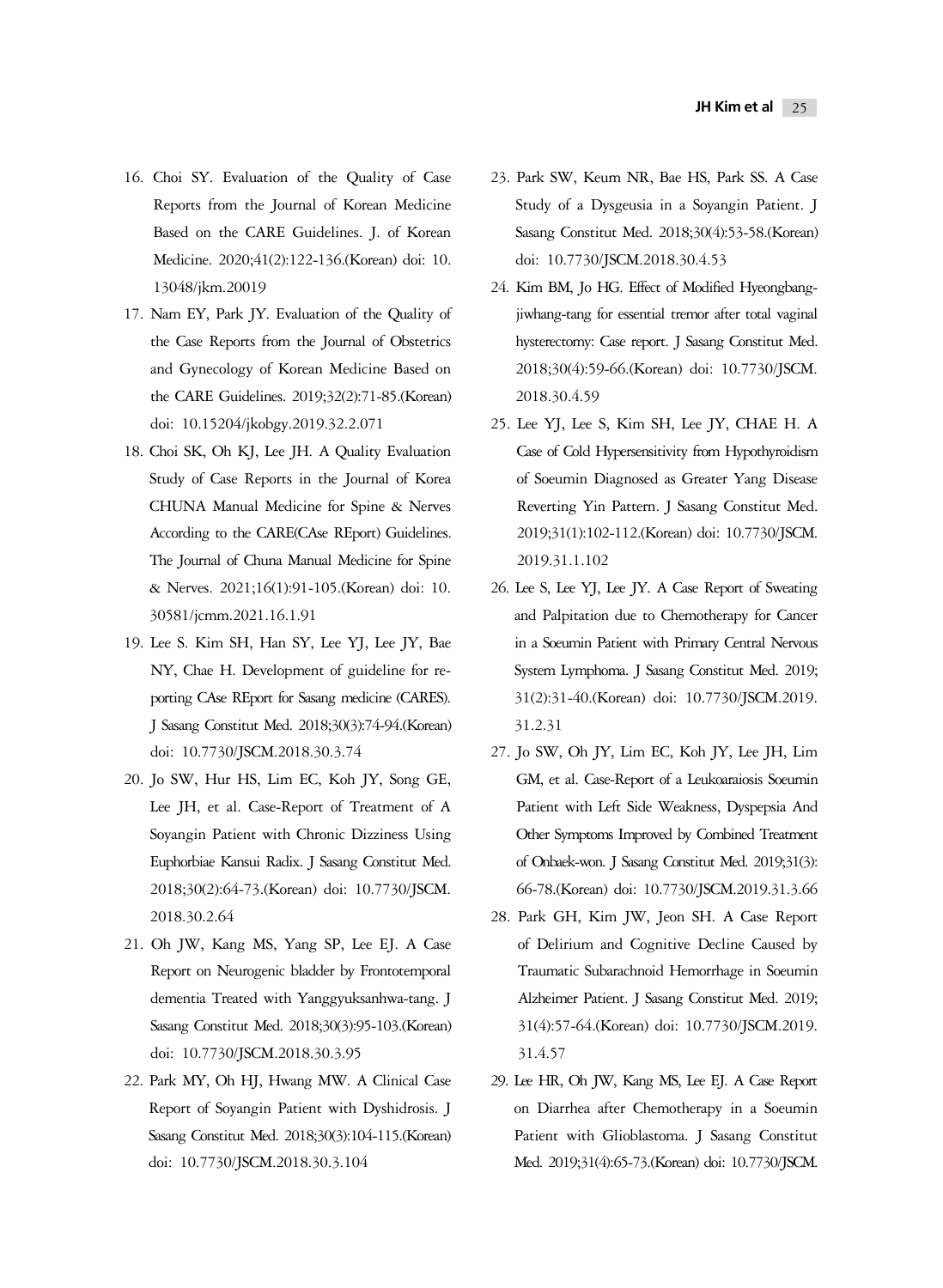16. Choi SY. Evaluation of the Quality of Case Reports from the Journal of Korean Medicine Based on the CARE Guidelines. J. of Korean Medicine. 2020;41(2):122-136.(Korean) doi: 10.13048/jkm.20019
17. Nam EY, Park JY. Evaluation of the Quality of the Case Reports from the Journal of Obstetrics and Gynecology of Korean Medicine Based on the CARE Guidelines. 2019;32(2):71-85.(Korean) doi: 10.15204/jkobgy.2019.32.2.071
18. Choi SK, Oh KJ, Lee JH. A Quality Evaluation Study of Case Reports in the Journal of Korea CHUNA Manual Medicine for Spine & Nerves According to the CARE(CAse REport) Guidelines. The Journal of Chuna Manual Medicine for Spine & Nerves. 2021;16(1):91-105.(Korean) doi: 10.30581/jcmm.2021.16.1.91
19. Lee S. Kim SH, Han SY, Lee YJ, Lee JY, Bae NY, Chae H. Development of guideline for reporting CAse REport for Sasang medicine (CARES). J Sasang Constitut Med. 2018;30(3):74-94.(Korean) doi: 10.7730/JSCM.2018.30.3.74
20. Jo SW, Hur HS, Lim EC, Koh JY, Song GE, Lee JH, et al. Case-Report of Treatment of A Soyangin Patient with Chronic Dizziness Using Euphorbiae Kansui Radix. J Sasang Constitut Med. 2018;30(2):64-73.(Korean) doi: 10.7730/JSCM.2018.30.2.64
21. Oh JW, Kang MS, Yang SP, Lee EJ. A Case Report on Neurogenic bladder by Frontotemporal dementia Treated with Yanggyuksanhwa-tang. J Sasang Constitut Med. 2018;30(3):95-103.(Korean) doi: 10.7730/JSCM.2018.30.3.95
22. Park MY, Oh HJ, Hwang MW. A Clinical Case Report of Soyangin Patient with Dyshidrosis. J Sasang Constitut Med. 2018;30(3):104-115.(Korean) doi: 10.7730/JSCM.2018.30.3.104
23. Park SW, Keum NR, Bae HS, Park SS. A Case Study of a Dysgeusia in a Soyangin Patient. J Sasang Constitut Med. 2018;30(4):53-58.(Korean) doi: 10.7730/JSCM.2018.30.4.53
24. Kim BM, Jo HG. Effect of Modified Hyeongbang-jiwhang-tang for essential tremor after total vaginal hysterectomy: Case report. J Sasang Constitut Med. 2018;30(4):59-66.(Korean) doi: 10.7730/JSCM.2018.30.4.59
25. Lee YJ, Lee S, Kim SH, Lee JY, CHAE H. A Case of Cold Hypersensitivity from Hypothyroidism of Soeumin Diagnosed as Greater Yang Disease Reverting Yin Pattern. J Sasang Constitut Med. 2019;31(1):102-112.(Korean) doi: 10.7730/JSCM.2019.31.1.102
26. Lee S, Lee YJ, Lee JY. A Case Report of Sweating and Palpitation due to Chemotherapy for Cancer in a Soeumin Patient with Primary Central Nervous System Lymphoma. J Sasang Constitut Med. 2019;31(2):31-40.(Korean) doi: 10.7730/JSCM.2019.31.2.31
27. Jo SW, Oh JY, Lim EC, Koh JY, Lee JH, Lim GM, et al. Case-Report of a Leukoaraiosis Soeumin Patient with Left Side Weakness, Dyspepsia And Other Symptoms Improved by Combined Treatment of Onbaek-won. J Sasang Constitut Med. 2019;31(3):66-78.(Korean) doi: 10.7730/JSCM.2019.31.3.66
28. Park GH, Kim JW, Jeon SH. A Case Report of Delirium and Cognitive Decline Caused by Traumatic Subarachnoid Hemorrhage in Soeumin Alzheimer Patient. J Sasang Constitut Med. 2019;31(4):57-64.(Korean) doi: 10.7730/JSCM.2019.31.4.57
29. Lee HR, Oh JW, Kang MS, Lee EJ. A Case Report on Diarrhea after Chemotherapy in a Soeumin Patient with Glioblastoma. J Sasang Constitut Med. 2019;31(4):65-73.(Korean) doi: 10.7730/JSCM.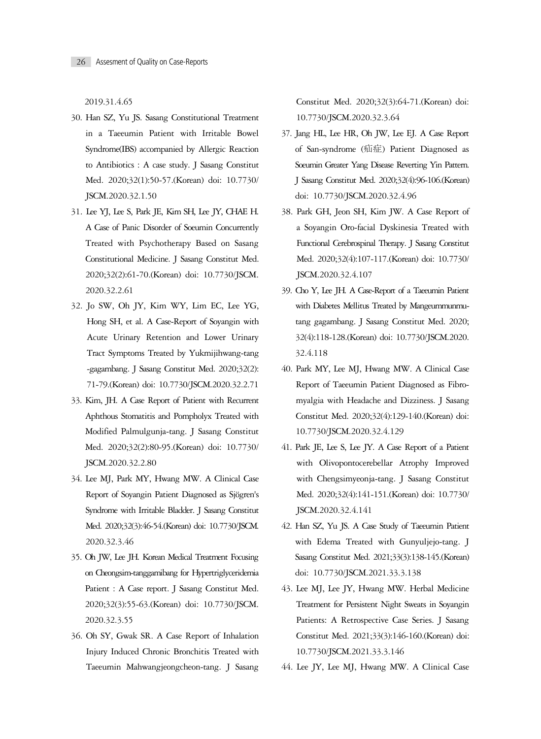2019.31.4.65

30. Han SZ, Yu JS. Sasang Constitutional Treatment in a Taeeumin Patient with Irritable Bowel Syndrome(IBS) accompanied by Allergic Reaction to Antibiotics : A case study. J Sasang Constitut Med. 2020;32(1):50-57.(Korean) doi: 10.7730/JSCM.2020.32.1.50
31. Lee YJ, Lee S, Park JE, Kim SH, Lee JY, CHAE H. A Case of Panic Disorder of Soeumin Concurrently Treated with Psychotherapy Based on Sasang Constitutional Medicine. J Sasang Constitut Med. 2020;32(2):61-70.(Korean) doi: 10.7730/JSCM.2020.32.2.61
32. Jo SW, Oh JY, Kim WY, Lim EC, Lee YG, Hong SH, et al. A Case-Report of Soyangin with Acute Urinary Retention and Lower Urinary Tract Symptoms Treated by Yukmijihwang-tang-gagambang. J Sasang Constitut Med. 2020;32(2):71-79.(Korean) doi: 10.7730/JSCM.2020.32.2.71
33. Kim, JH. A Case Report of Patient with Recurrent Aphthous Stomatitis and Pompholyx Treated with Modified Palmulgunja-tang. J Sasang Constitut Med. 2020;32(2):80-95.(Korean) doi: 10.7730/JSCM.2020.32.2.80
34. Lee MJ, Park MY, Hwang MW. A Clinical Case Report of Soyangin Patient Diagnosed as Sjögren's Syndrome with Irritable Bladder. J Sasang Constitut Med. 2020;32(3):46-54.(Korean) doi: 10.7730/JSCM.2020.32.3.46
35. Oh JW, Lee JH. Korean Medical Treatment Focusing on Cheongsim-tanggamibang for Hypertriglyceridemia Patient : A Case report. J Sasang Constitut Med. 2020;32(3):55-63.(Korean) doi: 10.7730/JSCM.2020.32.3.55
36. Oh SY, Gwak SR. A Case Report of Inhalation Injury Induced Chronic Bronchitis Treated with Taeeumin Mahwangjeongcheon-tang. J Sasang Constitut Med. 2020;32(3):64-71.(Korean) doi: 10.7730/JSCM.2020.32.3.64
37. Jang HL, Lee HR, Oh JW, Lee EJ. A Case Report of San-syndrome (疝症) Patient Diagnosed as Soeumin Greater Yang Disease Reverting Yin Pattern. J Sasang Constitut Med. 2020;32(4):96-106.(Korean) doi: 10.7730/JSCM.2020.32.4.96
38. Park GH, Jeon SH, Kim JW. A Case Report of a Soyangin Oro-facial Dyskinesia Treated with Functional Cerebrospinal Therapy. J Sasang Constitut Med. 2020;32(4):107-117.(Korean) doi: 10.7730/JSCM.2020.32.4.107
39. Cho Y, Lee JH. A Case-Report of a Taeeumin Patient with Diabetes Mellitus Treated by Mangeummunmu-tang gagambang. J Sasang Constitut Med. 2020;32(4):118-128.(Korean) doi: 10.7730/JSCM.2020.32.4.118
40. Park MY, Lee MJ, Hwang MW. A Clinical Case Report of Taeeumin Patient Diagnosed as Fibromyalgia with Headache and Dizziness. J Sasang Constitut Med. 2020;32(4):129-140.(Korean) doi: 10.7730/JSCM.2020.32.4.129
41. Park JE, Lee S, Lee JY. A Case Report of a Patient with Olivopontocerebellar Atrophy Improved with Chengsimyeonja-tang. J Sasang Constitut Med. 2020;32(4):141-151.(Korean) doi: 10.7730/JSCM.2020.32.4.141
42. Han SZ, Yu JS. A Case Study of Taeeumin Patient with Edema Treated with Gunyuljejo-tang. J Sasang Constitut Med. 2021;33(3):138-145.(Korean) doi: 10.7730/JSCM.2021.33.3.138
43. Lee MJ, Lee JY, Hwang MW. Herbal Medicine Treatment for Persistent Night Sweats in Soyangin Patients: A Retrospective Case Series. J Sasang Constitut Med. 2021;33(3):146-160.(Korean) doi: 10.7730/JSCM.2021.33.3.146
44. Lee JY, Lee MJ, Hwang MW. A Clinical Case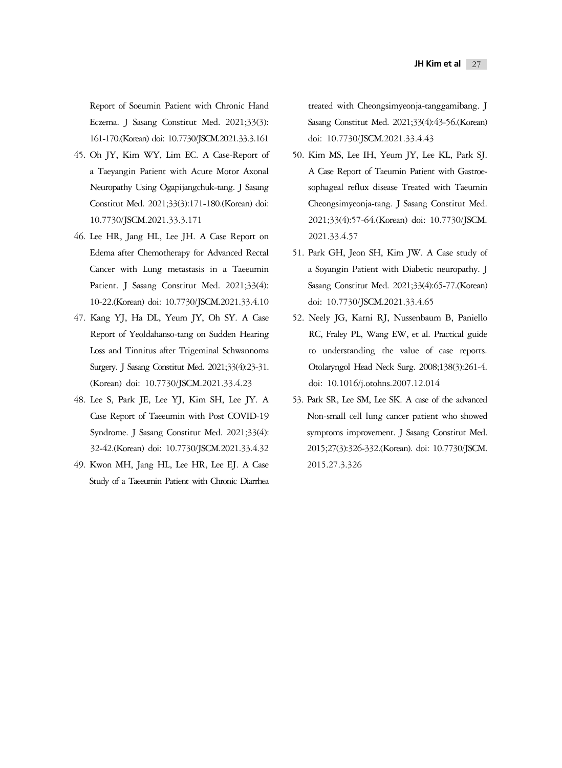Report of Soeumin Patient with Chronic Hand Eczema. J Sasang Constitut Med. 2021;33(3): 161-170.(Korean) doi: 10.7730/JSCM.2021.33.3.161

45. Oh JY, Kim WY, Lim EC. A Case-Report of a Taeyangin Patient with Acute Motor Axonal Neuropathy Using Ogapijangchuk-tang. J Sasang Constitut Med. 2021;33(3):171-180.(Korean) doi: 10.7730/JSCM.2021.33.3.171
46. Lee HR, Jang HL, Lee JH. A Case Report on Edema after Chemotherapy for Advanced Rectal Cancer with Lung metastasis in a Taeeumin Patient. J Sasang Constitut Med. 2021;33(4): 10-22.(Korean) doi: 10.7730/JSCM.2021.33.4.10
47. Kang YJ, Ha DL, Yeum JY, Oh SY. A Case Report of Yeoldahanso-tang on Sudden Hearing Loss and Tinnitus after Trigeminal Schwannoma Surgery. J Sasang Constitut Med. 2021;33(4):23-31. (Korean) doi: 10.7730/JSCM.2021.33.4.23
48. Lee S, Park JE, Lee YJ, Kim SH, Lee JY. A Case Report of Taeeumin with Post COVID-19 Syndrome. J Sasang Constitut Med. 2021;33(4): 32-42.(Korean) doi: 10.7730/JSCM.2021.33.4.32
49. Kwon MH, Jang HL, Lee HR, Lee EJ. A Case Study of a Taeeumin Patient with Chronic Diarrhea treated with Cheongsimyeonja-tanggamibang. J Sasang Constitut Med. 2021;33(4):43-56.(Korean) doi: 10.7730/JSCM.2021.33.4.43
50. Kim MS, Lee IH, Yeum JY, Lee KL, Park SJ. A Case Report of Taeumin Patient with Gastroesophageal reflux disease Treated with Taeumin Cheongsimyeonja-tang. J Sasang Constitut Med. 2021;33(4):57-64.(Korean) doi: 10.7730/JSCM.2021.33.4.57
51. Park GH, Jeon SH, Kim JW. A Case study of a Soyangin Patient with Diabetic neuropathy. J Sasang Constitut Med. 2021;33(4):65-77.(Korean) doi: 10.7730/JSCM.2021.33.4.65
52. Neely JG, Karni RJ, Nussenbaum B, Paniello RC, Fraley PL, Wang EW, et al. Practical guide to understanding the value of case reports. Otolaryngol Head Neck Surg. 2008;138(3):261-4. doi: 10.1016/j.otohns.2007.12.014
53. Park SR, Lee SM, Lee SK. A case of the advanced Non-small cell lung cancer patient who showed symptoms improvement. J Sasang Constitut Med. 2015;27(3):326-332.(Korean). doi: 10.7730/JSCM.2015.27.3.326